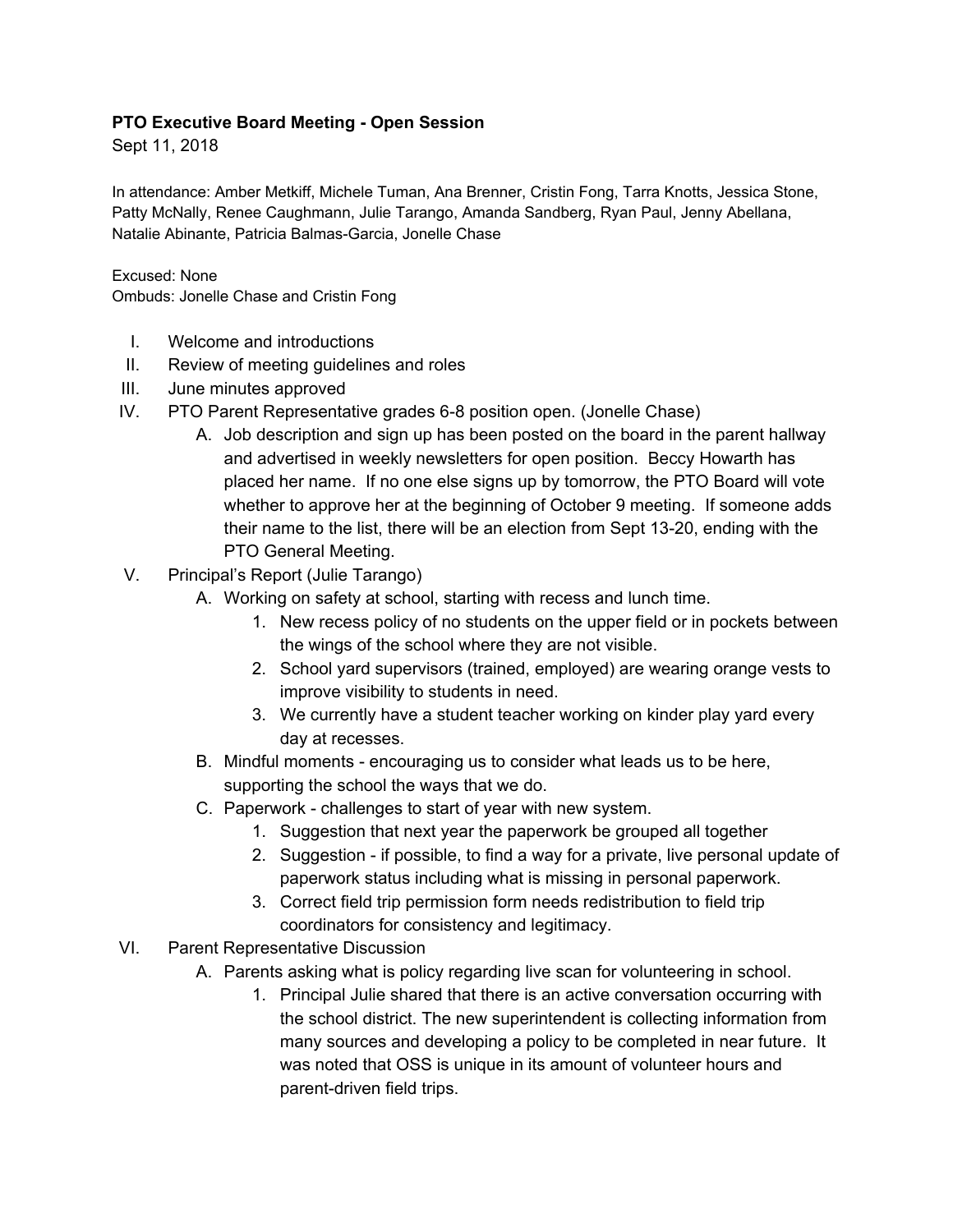**PTO Executive Board Meeting - Open Session**

Sept 11, 2018

In attendance: Amber Metkiff, Michele Tuman, Ana Brenner, Cristin Fong, Tarra Knotts, Jessica Stone, Patty McNally, Renee Caughmann, Julie Tarango, Amanda Sandberg, Ryan Paul, Jenny Abellana, Natalie Abinante, Patricia Balmas-Garcia, Jonelle Chase

Excused: None

Ombuds: Jonelle Chase and Cristin Fong

I. Welcome and introductions

II. Review of meeting guidelines and roles

III. June minutes approved

IV. PTO Parent Representative grades 6-8 position open. (Jonelle Chase)

   A. Job description and sign up has been posted on the board in the parent hallway and advertised in weekly newsletters for open position. Beccy Howarth has placed her name. If no one else signs up by tomorrow, the PTO Board will vote whether to approve her at the beginning of October 9 meeting. If someone adds their name to the list, there will be an election from Sept 13-20, ending with the PTO General Meeting.

V. Principal's Report (Julie Tarango)

   A. Working on safety at school, starting with recess and lunch time.

      1. New recess policy of no students on the upper field or in pockets between the wings of the school where they are not visible.
      2. School yard supervisors (trained, employed) are wearing orange vests to improve visibility to students in need.
      3. We currently have a student teacher working on kinder play yard every day at recesses.

   B. Mindful moments - encouraging us to consider what leads us to be here, supporting the school the ways that we do.

   C. Paperwork - challenges to start of year with new system.

      1. Suggestion that next year the paperwork be grouped all together
      2. Suggestion - if possible, to find a way for a private, live personal update of paperwork status including what is missing in personal paperwork.
      3. Correct field trip permission form needs redistribution to field trip coordinators for consistency and legitimacy.

VI. Parent Representative Discussion

   A. Parents asking what is policy regarding live scan for volunteering in school.

      1. Principal Julie shared that there is an active conversation occurring with the school district. The new superintendent is collecting information from many sources and developing a policy to be completed in near future. It was noted that OSS is unique in its amount of volunteer hours and parent-driven field trips.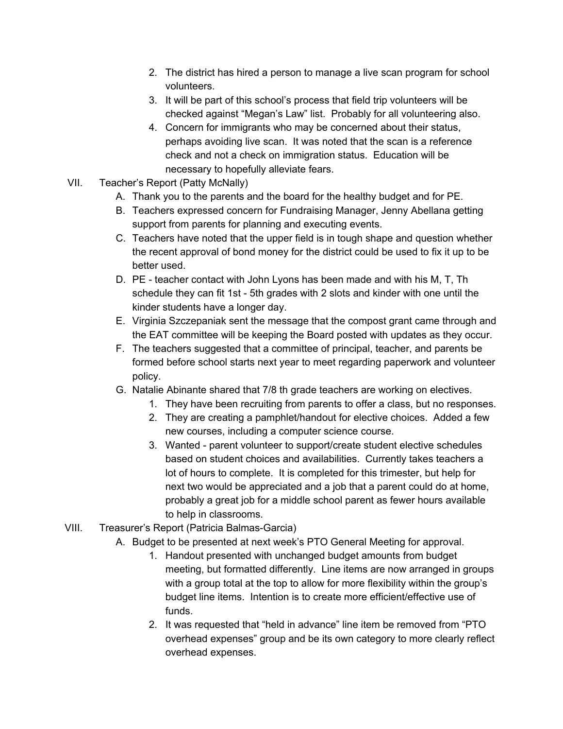2. The district has hired a person to manage a live scan program for school volunteers.
3. It will be part of this school's process that field trip volunteers will be checked against "Megan's Law" list. Probably for all volunteering also.
4. Concern for immigrants who may be concerned about their status, perhaps avoiding live scan. It was noted that the scan is a reference check and not a check on immigration status. Education will be necessary to hopefully alleviate fears.

VII. Teacher's Report (Patty McNally)
   A. Thank you to the parents and the board for the healthy budget and for PE.
   B. Teachers expressed concern for Fundraising Manager, Jenny Abellana getting support from parents for planning and executing events.
   C. Teachers have noted that the upper field is in tough shape and question whether the recent approval of bond money for the district could be used to fix it up to be better used.
   D. PE - teacher contact with John Lyons has been made and with his M, T, Th schedule they can fit 1st - 5th grades with 2 slots and kinder with one until the kinder students have a longer day.
   E. Virginia Szczepaniak sent the message that the compost grant came through and the EAT committee will be keeping the Board posted with updates as they occur.
   F. The teachers suggested that a committee of principal, teacher, and parents be formed before school starts next year to meet regarding paperwork and volunteer policy.
   G. Natalie Abinante shared that 7/8 th grade teachers are working on electives.
      1. They have been recruiting from parents to offer a class, but no responses.
      2. They are creating a pamphlet/handout for elective choices. Added a few new courses, including a computer science course.
      3. Wanted - parent volunteer to support/create student elective schedules based on student choices and availabilities. Currently takes teachers a lot of hours to complete. It is completed for this trimester, but help for next two would be appreciated and a job that a parent could do at home, probably a great job for a middle school parent as fewer hours available to help in classrooms.

VIII. Treasurer's Report (Patricia Balmas-Garcia)
   A. Budget to be presented at next week's PTO General Meeting for approval.
      1. Handout presented with unchanged budget amounts from budget meeting, but formatted differently. Line items are now arranged in groups with a group total at the top to allow for more flexibility within the group's budget line items. Intention is to create more efficient/effective use of funds.
      2. It was requested that "held in advance" line item be removed from "PTO overhead expenses" group and be its own category to more clearly reflect overhead expenses.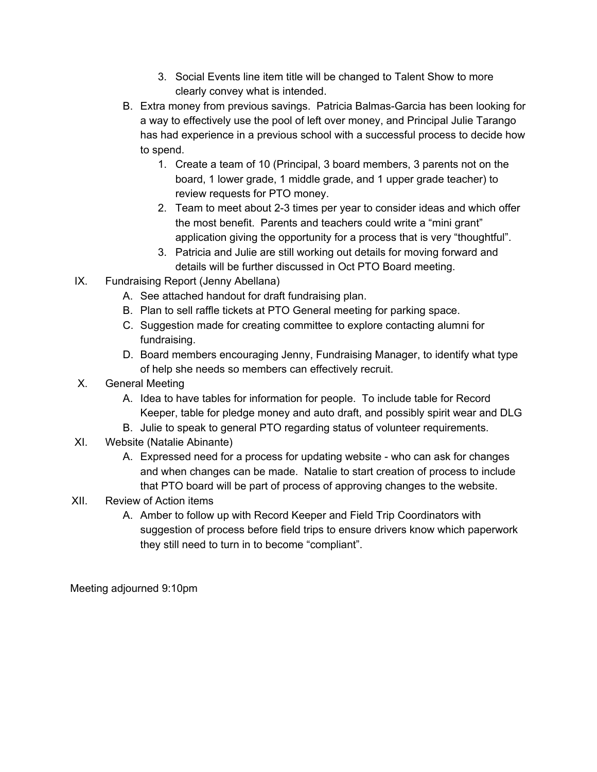3. Social Events line item title will be changed to Talent Show to more clearly convey what is intended.

B. Extra money from previous savings. Patricia Balmas-Garcia has been looking for a way to effectively use the pool of left over money, and Principal Julie Tarango has had experience in a previous school with a successful process to decide how to spend.

   1. Create a team of 10 (Principal, 3 board members, 3 parents not on the board, 1 lower grade, 1 middle grade, and 1 upper grade teacher) to review requests for PTO money.
   2. Team to meet about 2-3 times per year to consider ideas and which offer the most benefit. Parents and teachers could write a "mini grant" application giving the opportunity for a process that is very "thoughtful".
   3. Patricia and Julie are still working out details for moving forward and details will be further discussed in Oct PTO Board meeting.

IX. Fundraising Report (Jenny Abellana)

   A. See attached handout for draft fundraising plan.
   B. Plan to sell raffle tickets at PTO General meeting for parking space.
   C. Suggestion made for creating committee to explore contacting alumni for fundraising.
   D. Board members encouraging Jenny, Fundraising Manager, to identify what type of help she needs so members can effectively recruit.

X. General Meeting

   A. Idea to have tables for information for people. To include table for Record Keeper, table for pledge money and auto draft, and possibly spirit wear and DLG
   B. Julie to speak to general PTO regarding status of volunteer requirements.

XI. Website (Natalie Abinante)

   A. Expressed need for a process for updating website - who can ask for changes and when changes can be made. Natalie to start creation of process to include that PTO board will be part of process of approving changes to the website.

XII. Review of Action items

   A. Amber to follow up with Record Keeper and Field Trip Coordinators with suggestion of process before field trips to ensure drivers know which paperwork they still need to turn in to become "compliant".

Meeting adjourned 9:10pm